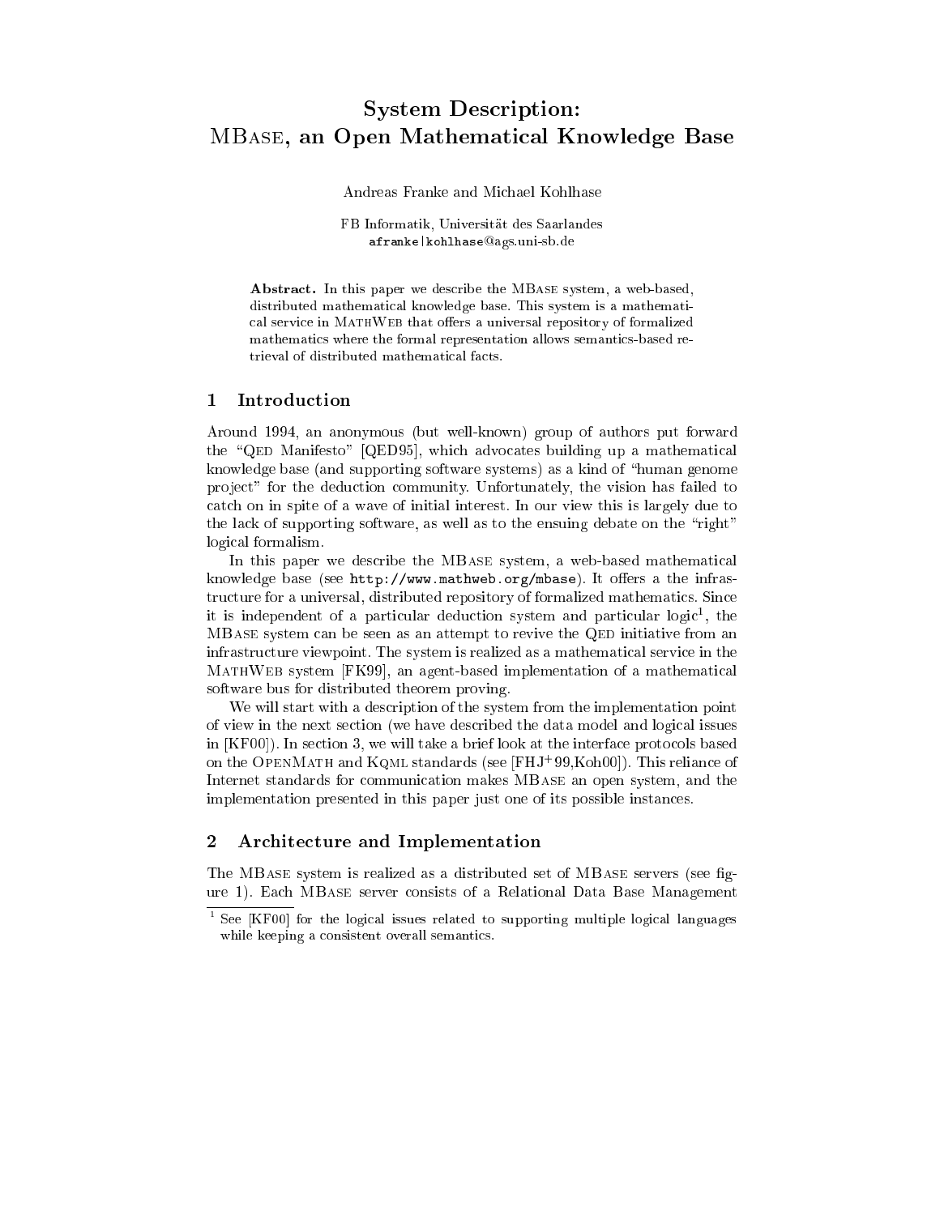# System Description: MBase, an Open Mathematical Knowledge Base

Andreas Franke and Michael Kohlhase

FB Informatik, Universität des Saarlandes
afranke|kohlhase@ags.uni-sb.de

**Abstract.** In this paper we describe the MBase system, a web-based, distributed mathematical knowledge base. This system is a mathematical service in MathWeb that offers a universal repository of formalized mathematics where the formal representation allows semantics-based retrieval of distributed mathematical facts.

## 1 Introduction

Around 1994, an anonymous (but well-known) group of authors put forward the "Qed Manifesto" [QED95], which advocates building up a mathematical knowledge base (and supporting software systems) as a kind of "human genome project" for the deduction community. Unfortunately, the vision has failed to catch on in spite of a wave of initial interest. In our view this is largely due to the lack of supporting software, as well as to the ensuing debate on the "right" logical formalism.

In this paper we describe the MBase system, a web-based mathematical knowledge base (see `http://www.mathweb.org/mbase`). It offers a the infrastructure for a universal, distributed repository of formalized mathematics. Since it is independent of a particular deduction system and particular logic[1], the MBase system can be seen as an attempt to revive the Qed initiative from an infrastructure viewpoint. The system is realized as a mathematical service in the MathWeb system [FK99], an agent-based implementation of a mathematical software bus for distributed theorem proving.

We will start with a description of the system from the implementation point of view in the next section (we have described the data model and logical issues in [KF00]). In section 3, we will take a brief look at the interface protocols based on the OpenMath and Kqml standards (see [FHJ+99,Koh00]). This reliance of Internet standards for communication makes MBase an open system, and the implementation presented in this paper just one of its possible instances.

## 2 Architecture and Implementation

The MBase system is realized as a distributed set of MBase servers (see figure 1). Each MBase server consists of a Relational Data Base Management

---

[1] See [KF00] for the logical issues related to supporting multiple logical languages while keeping a consistent overall semantics.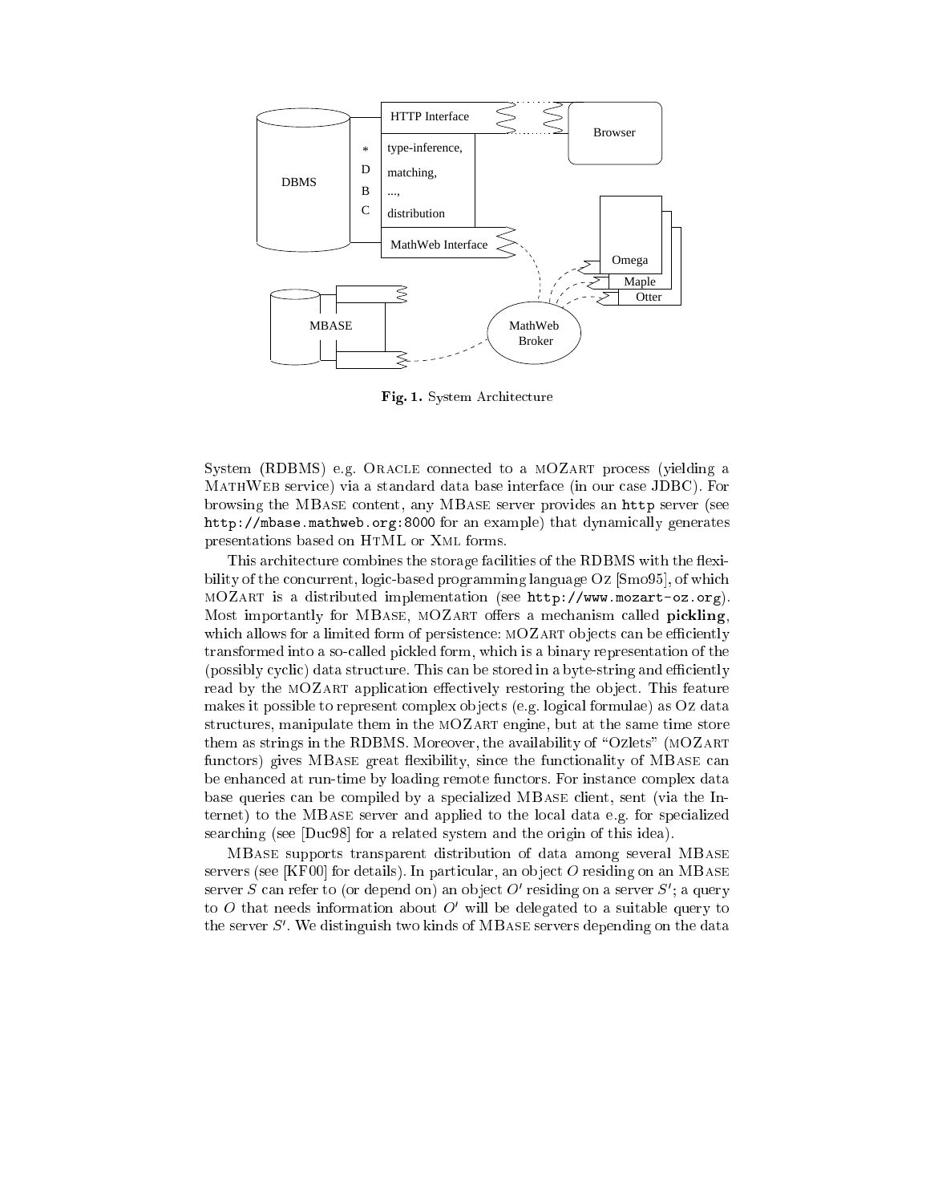HTTP Interface

Browser

*
D
B
C

type-inference,

matching,

...,

distribution

DBMS

MathWeb Interface

Omega

Maple

Otter

MBASE

MathWeb
Broker

**Fig. 1.** System Architecture

System (RDBMS) e.g. ORACLE connected to a MOZART process (yielding a MATHWEB service) via a standard data base interface (in our case JDBC). For browsing the MBASE content, any MBASE server provides an `http` server (see `http://mbase.mathweb.org:8000` for an example) that dynamically generates presentations based on HTML or XML forms.

This architecture combines the storage facilities of the RDBMS with the flexibility of the concurrent, logic-based programming language OZ [Smo95], of which MOZART is a distributed implementation (see `http://www.mozart-oz.org`). Most importantly for MBASE, MOZART offers a mechanism called **pickling**, which allows for a limited form of persistence: MOZART objects can be efficiently transformed into a so-called pickled form, which is a binary representation of the (possibly cyclic) data structure. This can be stored in a byte-string and efficiently read by the MOZART application effectively restoring the object. This feature makes it possible to represent complex objects (e.g. logical formulae) as OZ data structures, manipulate them in the MOZART engine, but at the same time store them as strings in the RDBMS. Moreover, the availability of "Ozlets" (MOZART functors) gives MBASE great flexibility, since the functionality of MBASE can be enhanced at run-time by loading remote functors. For instance complex data base queries can be compiled by a specialized MBASE client, sent (via the Internet) to the MBASE server and applied to the local data e.g. for specialized searching (see [Duc98] for a related system and the origin of this idea).

MBASE supports transparent distribution of data among several MBASE servers (see [KF00] for details). In particular, an object $O$ residing on an MBASE server $S$ can refer to (or depend on) an object $O'$ residing on a server $S'$; a query to $O$ that needs information about $O'$ will be delegated to a suitable query to the server $S'$. We distinguish two kinds of MBASE servers depending on the data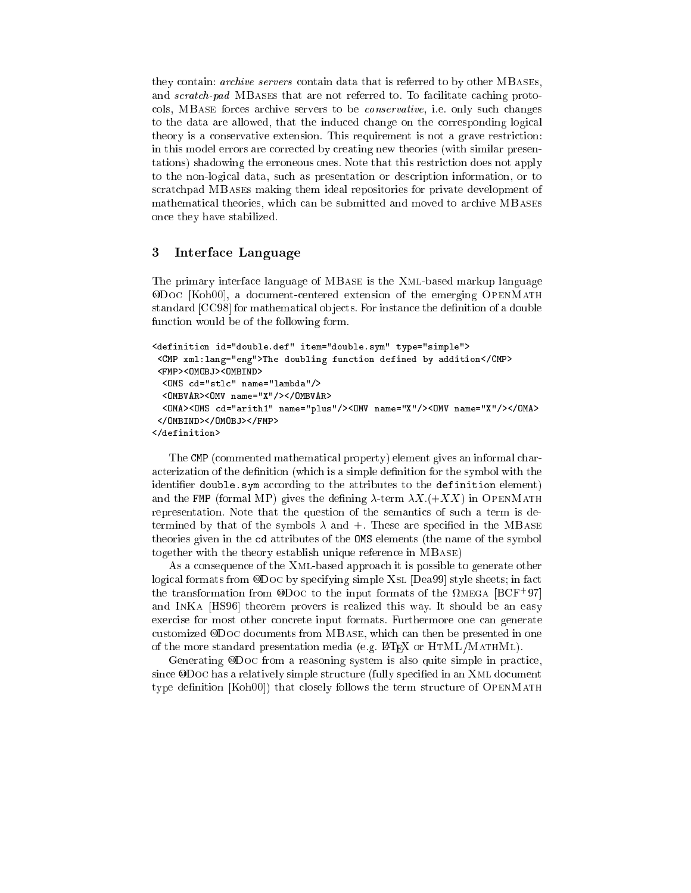they contain: *archive servers* contain data that is referred to by other MBases, and *scratch-pad* MBases that are not referred to. To facilitate caching protocols, MBase forces archive servers to be *conservative*, i.e. only such changes to the data are allowed, that the induced change on the corresponding logical theory is a conservative extension. This requirement is not a grave restriction: in this model errors are corrected by creating new theories (with similar presentations) shadowing the erroneous ones. Note that this restriction does not apply to the non-logical data, such as presentation or description information, or to scratchpad MBases making them ideal repositories for private development of mathematical theories, which can be submitted and moved to archive MBases once they have stabilized.

## 3 Interface Language

The primary interface language of MBase is the Xml-based markup language OMDoc [Koh00], a document-centered extension of the emerging OpenMath standard [CC98] for mathematical objects. For instance the definition of a double function would be of the following form.

```
<definition id="double.def" item="double.sym" type="simple">
 <CMP xml:lang="eng">The doubling function defined by addition</CMP>
 <FMP><OMOBJ><OMBIND>
  <OMS cd="stlc" name="lambda"/>
  <OMBVAR><OMV name="X"/></OMBVAR>
  <OMA><OMS cd="arith1" name="plus"/><OMV name="X"/><OMV name="X"/></OMA>
 </OMBIND></OMOBJ></FMP>
</definition>
```

The `CMP` (commented mathematical property) element gives an informal characterization of the definition (which is a simple definition for the symbol with the identifier `double.sym` according to the attributes to the `definition` element) and the `FMP` (formal MP) gives the defining $\lambda$-term $\lambda X.(+XX)$ in OpenMath representation. Note that the question of the semantics of such a term is determined by that of the symbols $\lambda$ and $+$. These are specified in the MBase theories given in the `cd` attributes of the `OMS` elements (the name of the symbol together with the theory establish unique reference in MBase)

As a consequence of the Xml-based approach it is possible to generate other logical formats from OMDoc by specifying simple Xsl [Dea99] style sheets; in fact the transformation from OMDoc to the input formats of the $\Omega$mega [BCF+97] and InKa [HS96] theorem provers is realized this way. It should be an easy exercise for most other concrete input formats. Furthermore one can generate customized OMDoc documents from MBase, which can then be presented in one of the more standard presentation media (e.g. LaTeX or HTML/MathMl).

Generating OMDoc from a reasoning system is also quite simple in practice, since OMDoc has a relatively simple structure (fully specified in an Xml document type definition [Koh00]) that closely follows the term structure of OpenMath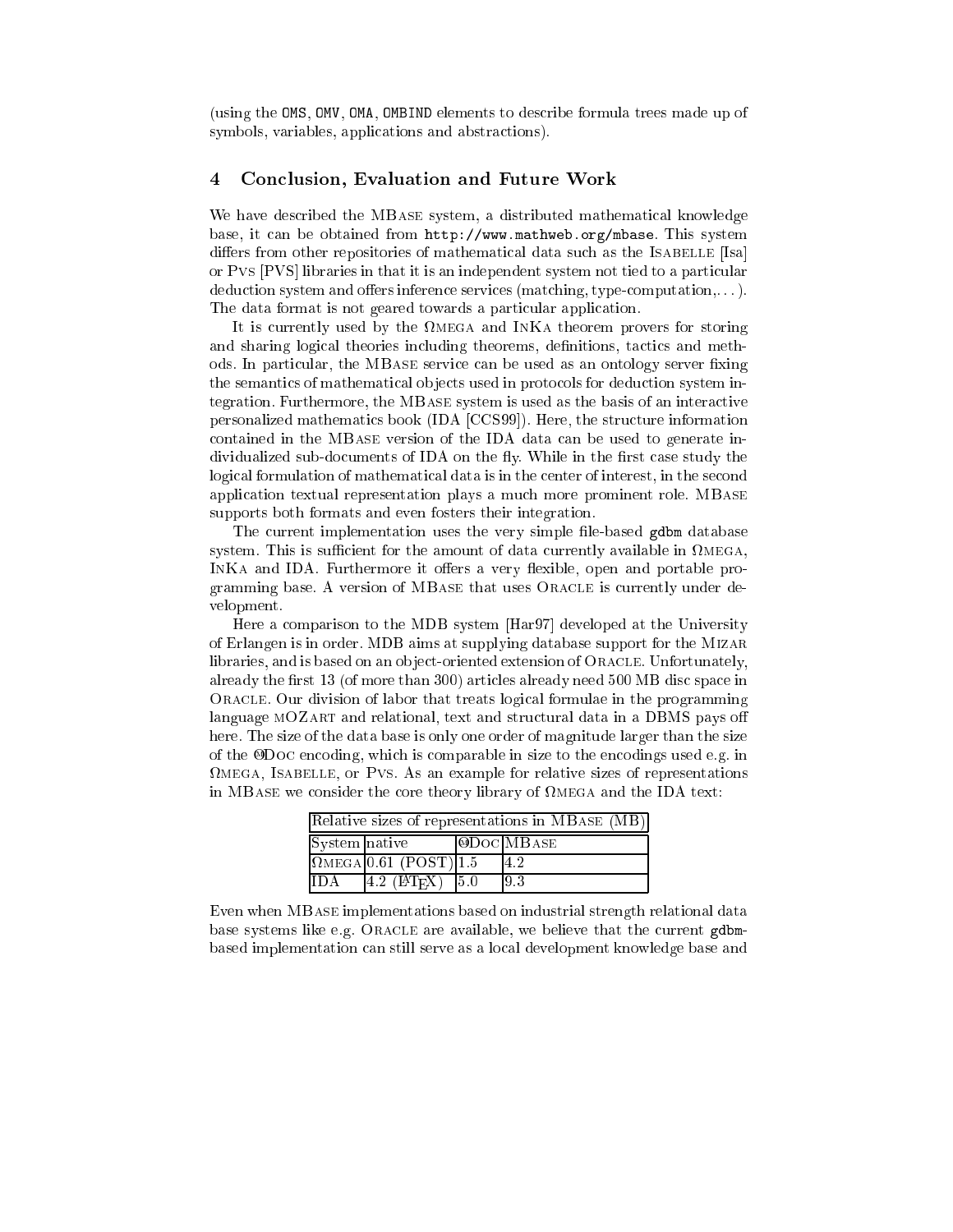(using the `OMS`, `OMV`, `OMA`, `OMBIND` elements to describe formula trees made up of symbols, variables, applications and abstractions).

## 4 Conclusion, Evaluation and Future Work

We have described the MBase system, a distributed mathematical knowledge base, it can be obtained from `http://www.mathweb.org/mbase`. This system differs from other repositories of mathematical data such as the Isabelle [Isa] or Pvs [PVS] libraries in that it is an independent system not tied to a particular deduction system and offers inference services (matching, type-computation,...). The data format is not geared towards a particular application.

It is currently used by the Ωmega and InKa theorem provers for storing and sharing logical theories including theorems, definitions, tactics and methods. In particular, the MBase service can be used as an ontology server fixing the semantics of mathematical objects used in protocols for deduction system integration. Furthermore, the MBase system is used as the basis of an interactive personalized mathematics book (IDA [CCS99]). Here, the structure information contained in the MBase version of the IDA data can be used to generate individualized sub-documents of IDA on the fly. While in the first case study the logical formulation of mathematical data is in the center of interest, in the second application textual representation plays a much more prominent role. MBase supports both formats and even fosters their integration.

The current implementation uses the very simple file-based `gdbm` database system. This is sufficient for the amount of data currently available in Ωmega, InKa and IDA. Furthermore it offers a very flexible, open and portable programming base. A version of MBase that uses Oracle is currently under development.

Here a comparison to the MDB system [Har97] developed at the University of Erlangen is in order. MDB aims at supplying database support for the Mizar libraries, and is based on an object-oriented extension of Oracle. Unfortunately, already the first 13 (of more than 300) articles already need 500 MB disc space in Oracle. Our division of labor that treats logical formulae in the programming language mOZart and relational, text and structural data in a DBMS pays off here. The size of the data base is only one order of magnitude larger than the size of the OMDoc encoding, which is comparable in size to the encodings used e.g. in Ωmega, Isabelle, or Pvs. As an example for relative sizes of representations in MBase we consider the core theory library of Ωmega and the IDA text:

| Relative sizes of representations in MBase (MB) | | | |
|---|---|---|---|
| System | native | OMDoc | MBase |
| Ωmega | 0.61 (POST) | 1.5 | 4.2 |
| IDA | 4.2 (LaTeX) | 5.0 | 9.3 |

Even when MBase implementations based on industrial strength relational data base systems like e.g. Oracle are available, we believe that the current `gdbm`-based implementation can still serve as a local development knowledge base and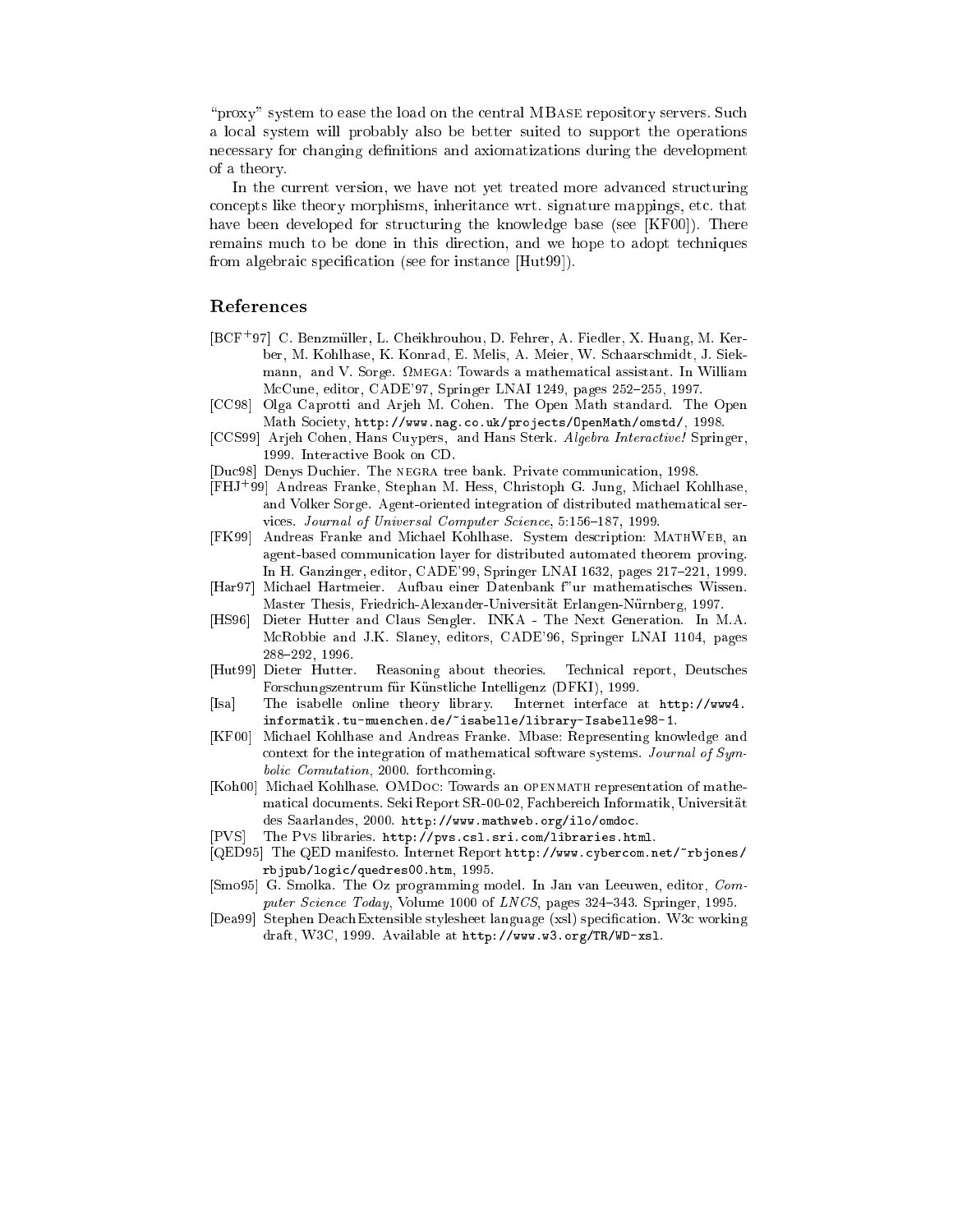"proxy" system to ease the load on the central MBase repository servers. Such a local system will probably also be better suited to support the operations necessary for changing definitions and axiomatizations during the development of a theory.

In the current version, we have not yet treated more advanced structuring concepts like theory morphisms, inheritance wrt. signature mappings, etc. that have been developed for structuring the knowledge base (see [KF00]). There remains much to be done in this direction, and we hope to adopt techniques from algebraic specification (see for instance [Hut99]).

## References

- [BCF+97] C. Benzmüller, L. Cheikhrouhou, D. Fehrer, A. Fiedler, X. Huang, M. Kerber, M. Kohlhase, K. Konrad, E. Melis, A. Meier, W. Schaarschmidt, J. Siekmann, and V. Sorge. ΩMEGA: Towards a mathematical assistant. In William McCune, editor, CADE'97, Springer LNAI 1249, pages 252–255, 1997.
- [CC98] Olga Caprotti and Arjeh M. Cohen. The Open Math standard. The Open Math Society, `http://www.nag.co.uk/projects/OpenMath/omstd/`, 1998.
- [CCS99] Arjeh Cohen, Hans Cuypers, and Hans Sterk. *Algebra Interactive!* Springer, 1999. Interactive Book on CD.
- [Duc98] Denys Duchier. The NEGRA tree bank. Private communication, 1998.
- [FHJ+99] Andreas Franke, Stephan M. Hess, Christoph G. Jung, Michael Kohlhase, and Volker Sorge. Agent-oriented integration of distributed mathematical services. *Journal of Universal Computer Science*, 5:156–187, 1999.
- [FK99] Andreas Franke and Michael Kohlhase. System description: MathWeb, an agent-based communication layer for distributed automated theorem proving. In H. Ganzinger, editor, CADE'99, Springer LNAI 1632, pages 217–221, 1999.
- [Har97] Michael Hartmeier. Aufbau einer Datenbank f"ur mathematisches Wissen. Master Thesis, Friedrich-Alexander-Universität Erlangen-Nürnberg, 1997.
- [HS96] Dieter Hutter and Claus Sengler. INKA - The Next Generation. In M.A. McRobbie and J.K. Slaney, editors, CADE'96, Springer LNAI 1104, pages 288–292, 1996.
- [Hut99] Dieter Hutter. Reasoning about theories. Technical report, Deutsches Forschungszentrum für Künstliche Intelligenz (DFKI), 1999.
- [Isa] The isabelle online theory library. Internet interface at `http://www4.informatik.tu-muenchen.de/~isabelle/library-Isabelle98-1`.
- [KF00] Michael Kohlhase and Andreas Franke. Mbase: Representing knowledge and context for the integration of mathematical software systems. *Journal of Symbolic Comutation*, 2000. forthcoming.
- [Koh00] Michael Kohlhase. OMDoc: Towards an OPENMATH representation of mathematical documents. Seki Report SR-00-02, Fachbereich Informatik, Universität des Saarlandes, 2000. `http://www.mathweb.org/ilo/omdoc`.
- [PVS] The Pvs libraries. `http://pvs.csl.sri.com/libraries.html`.
- [QED95] The QED manifesto. Internet Report `http://www.cybercom.net/~rbjones/rbjpub/logic/quedres00.htm`, 1995.
- [Smo95] G. Smolka. The Oz programming model. In Jan van Leeuwen, editor, *Computer Science Today*, Volume 1000 of *LNCS*, pages 324–343. Springer, 1995.
- [Dea99] Stephen Deach Extensible stylesheet language (xsl) specification. W3c working draft, W3C, 1999. Available at `http://www.w3.org/TR/WD-xsl`.